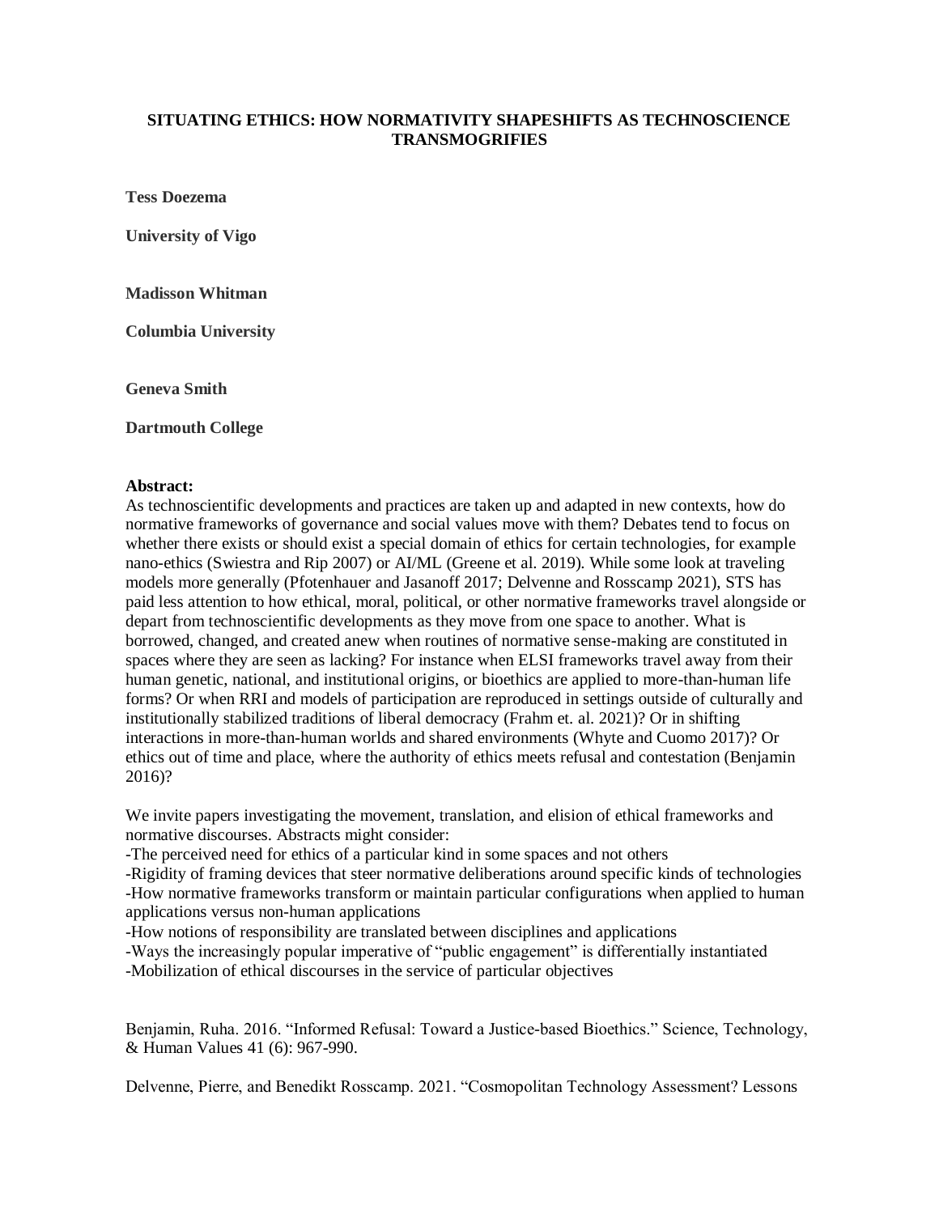# SITUATING ETHICS: HOW NORMATIVITY SHAPESHIFTS AS TECHNOSCIENCE TRANSMOGRIFIES

**Tess Doezema**

**University of Vigo**

**Madisson Whitman**

**Columbia University**

**Geneva Smith**

**Dartmouth College**

**Abstract:**

As technoscientific developments and practices are taken up and adapted in new contexts, how do normative frameworks of governance and social values move with them? Debates tend to focus on whether there exists or should exist a special domain of ethics for certain technologies, for example nano-ethics (Swiestra and Rip 2007) or AI/ML (Greene et al. 2019). While some look at traveling models more generally (Pfotenhauer and Jasanoff 2017; Delvenne and Rosscamp 2021), STS has paid less attention to how ethical, moral, political, or other normative frameworks travel alongside or depart from technoscientific developments as they move from one space to another. What is borrowed, changed, and created anew when routines of normative sense-making are constituted in spaces where they are seen as lacking? For instance when ELSI frameworks travel away from their human genetic, national, and institutional origins, or bioethics are applied to more-than-human life forms? Or when RRI and models of participation are reproduced in settings outside of culturally and institutionally stabilized traditions of liberal democracy (Frahm et. al. 2021)? Or in shifting interactions in more-than-human worlds and shared environments (Whyte and Cuomo 2017)? Or ethics out of time and place, where the authority of ethics meets refusal and contestation (Benjamin 2016)?

We invite papers investigating the movement, translation, and elision of ethical frameworks and normative discourses. Abstracts might consider:

- The perceived need for ethics of a particular kind in some spaces and not others
- Rigidity of framing devices that steer normative deliberations around specific kinds of technologies
- How normative frameworks transform or maintain particular configurations when applied to human applications versus non-human applications
- How notions of responsibility are translated between disciplines and applications
- Ways the increasingly popular imperative of "public engagement" is differentially instantiated
- Mobilization of ethical discourses in the service of particular objectives

Benjamin, Ruha. 2016. "Informed Refusal: Toward a Justice-based Bioethics." Science, Technology, & Human Values 41 (6): 967-990.

Delvenne, Pierre, and Benedikt Rosscamp. 2021. "Cosmopolitan Technology Assessment? Lessons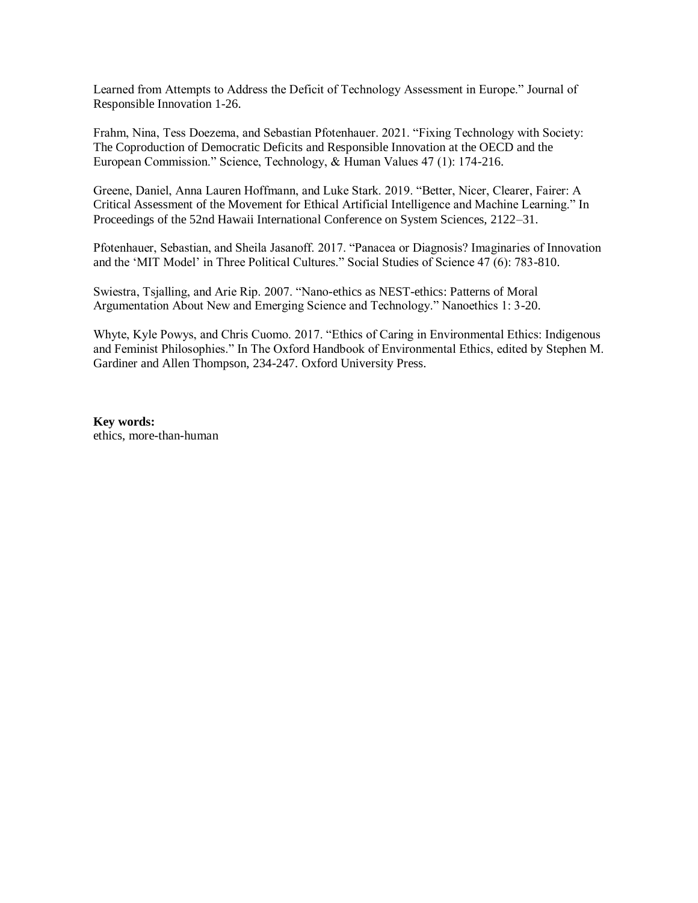Learned from Attempts to Address the Deficit of Technology Assessment in Europe." Journal of Responsible Innovation 1-26.

Frahm, Nina, Tess Doezema, and Sebastian Pfotenhauer. 2021. "Fixing Technology with Society: The Coproduction of Democratic Deficits and Responsible Innovation at the OECD and the European Commission." Science, Technology, & Human Values 47 (1): 174-216.

Greene, Daniel, Anna Lauren Hoffmann, and Luke Stark. 2019. "Better, Nicer, Clearer, Fairer: A Critical Assessment of the Movement for Ethical Artificial Intelligence and Machine Learning." In Proceedings of the 52nd Hawaii International Conference on System Sciences, 2122–31.

Pfotenhauer, Sebastian, and Sheila Jasanoff. 2017. "Panacea or Diagnosis? Imaginaries of Innovation and the 'MIT Model' in Three Political Cultures." Social Studies of Science 47 (6): 783-810.

Swiestra, Tsjalling, and Arie Rip. 2007. "Nano-ethics as NEST-ethics: Patterns of Moral Argumentation About New and Emerging Science and Technology." Nanoethics 1: 3-20.

Whyte, Kyle Powys, and Chris Cuomo. 2017. "Ethics of Caring in Environmental Ethics: Indigenous and Feminist Philosophies." In The Oxford Handbook of Environmental Ethics, edited by Stephen M. Gardiner and Allen Thompson, 234-247. Oxford University Press.

**Key words:**
ethics, more-than-human